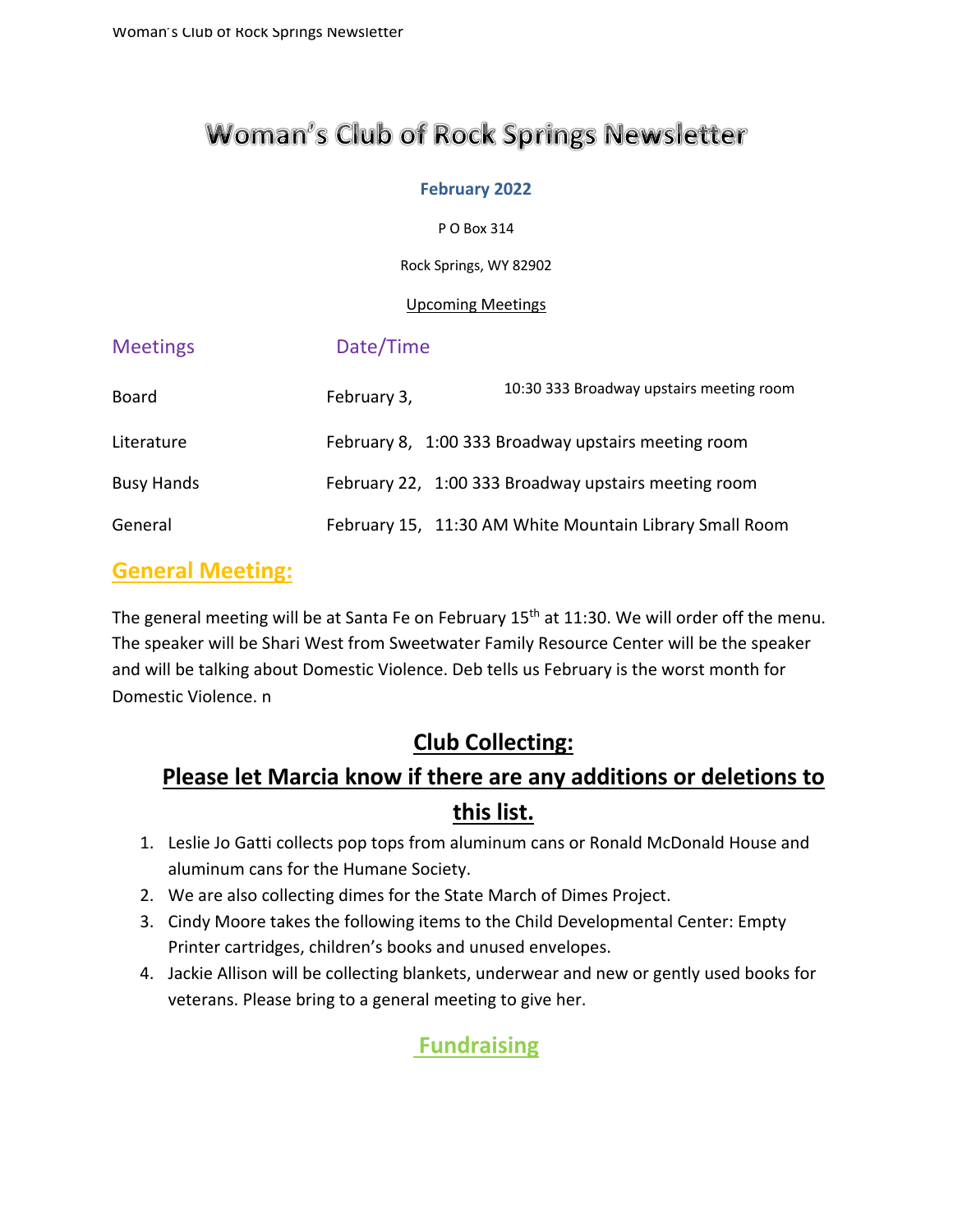# Woman's Club of Rock Springs Newsletter

**February 2022**

P O Box 314

Rock Springs, WY 82902

Upcoming Meetings

| Meetings | Date/Time | |
|---|---|---|
| Board | February 3, | 10:30 333 Broadway upstairs meeting room |
| Literature | February 8, | 1:00 333 Broadway upstairs meeting room |
| Busy Hands | February 22, | 1:00 333 Broadway upstairs meeting room |
| General | February 15, | 11:30 AM White Mountain Library Small Room |

## General Meeting:

The general meeting will be at Santa Fe on February 15th at 11:30. We will order off the menu. The speaker will be Shari West from Sweetwater Family Resource Center will be the speaker and will be talking about Domestic Violence. Deb tells us February is the worst month for Domestic Violence. n

## Club Collecting:

## Please let Marcia know if there are any additions or deletions to this list.

1. Leslie Jo Gatti collects pop tops from aluminum cans or Ronald McDonald House and aluminum cans for the Humane Society.
2. We are also collecting dimes for the State March of Dimes Project.
3. Cindy Moore takes the following items to the Child Developmental Center: Empty Printer cartridges, children's books and unused envelopes.
4. Jackie Allison will be collecting blankets, underwear and new or gently used books for veterans. Please bring to a general meeting to give her.

## Fundraising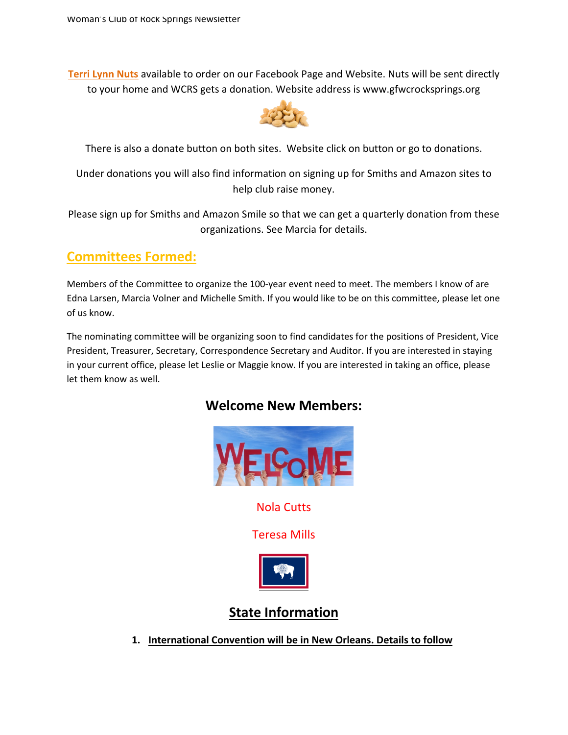**Terri Lynn Nuts** available to order on our Facebook Page and Website. Nuts will be sent directly to your home and WCRS gets a donation. Website address is www.gfwcrocksprings.org

There is also a donate button on both sites. Website click on button or go to donations.

Under donations you will also find information on signing up for Smiths and Amazon sites to help club raise money.

Please sign up for Smiths and Amazon Smile so that we can get a quarterly donation from these organizations. See Marcia for details.

## Committees Formed:

Members of the Committee to organize the 100-year event need to meet. The members I know of are Edna Larsen, Marcia Volner and Michelle Smith. If you would like to be on this committee, please let one of us know.

The nominating committee will be organizing soon to find candidates for the positions of President, Vice President, Treasurer, Secretary, Correspondence Secretary and Auditor. If you are interested in staying in your current office, please let Leslie or Maggie know. If you are interested in taking an office, please let them know as well.

## Welcome New Members:

Nola Cutts

Teresa Mills

## State Information

1. **International Convention will be in New Orleans. Details to follow**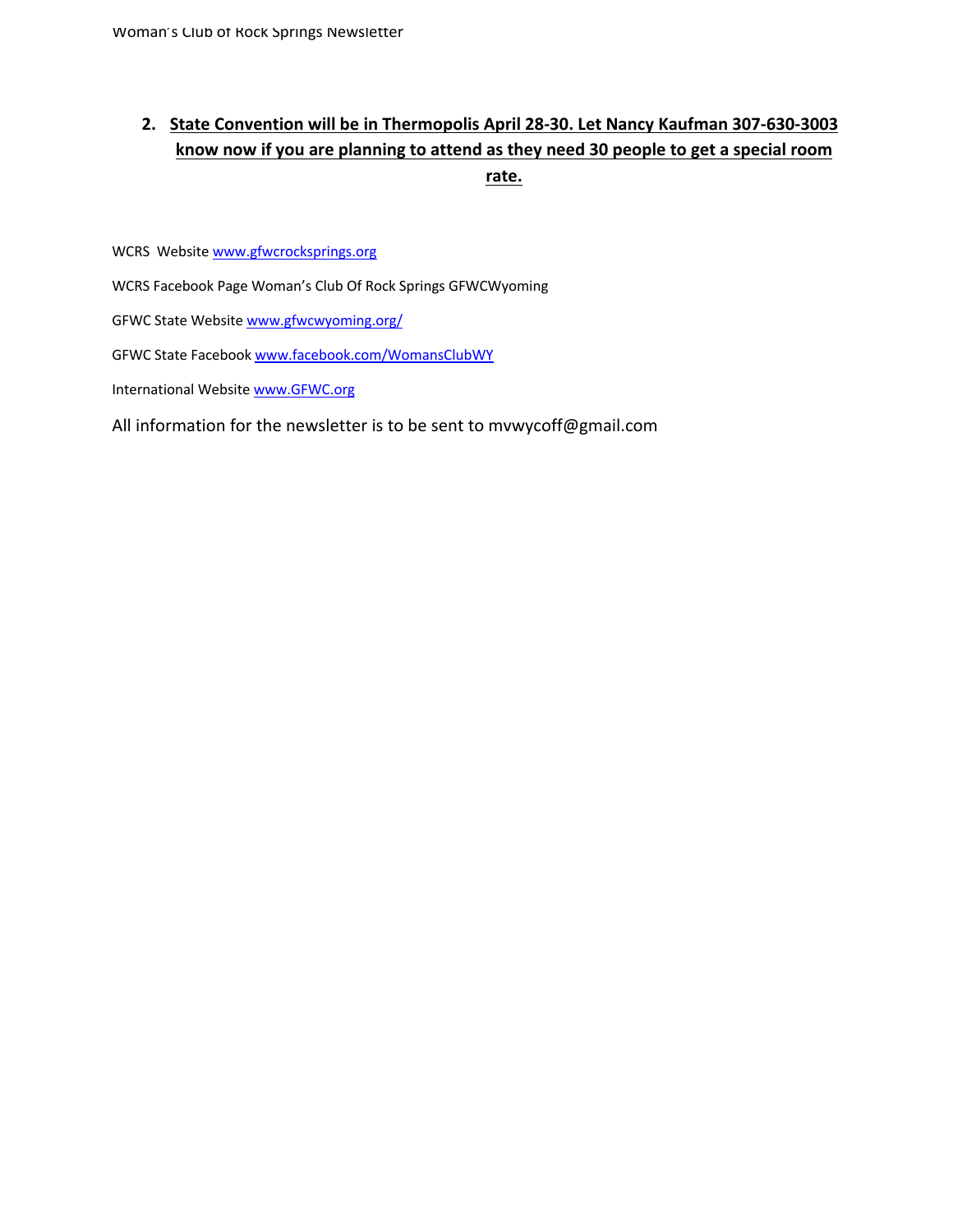2. **State Convention will be in Thermopolis April 28-30. Let Nancy Kaufman 307-630-3003 know now if you are planning to attend as they need 30 people to get a special room rate.**

WCRS Website www.gfwcrocksprings.org

WCRS Facebook Page Woman's Club Of Rock Springs GFWCWyoming

GFWC State Website www.gfwcwyoming.org/

GFWC State Facebook www.facebook.com/WomansClubWY

International Website www.GFWC.org

All information for the newsletter is to be sent to mvwycoff@gmail.com